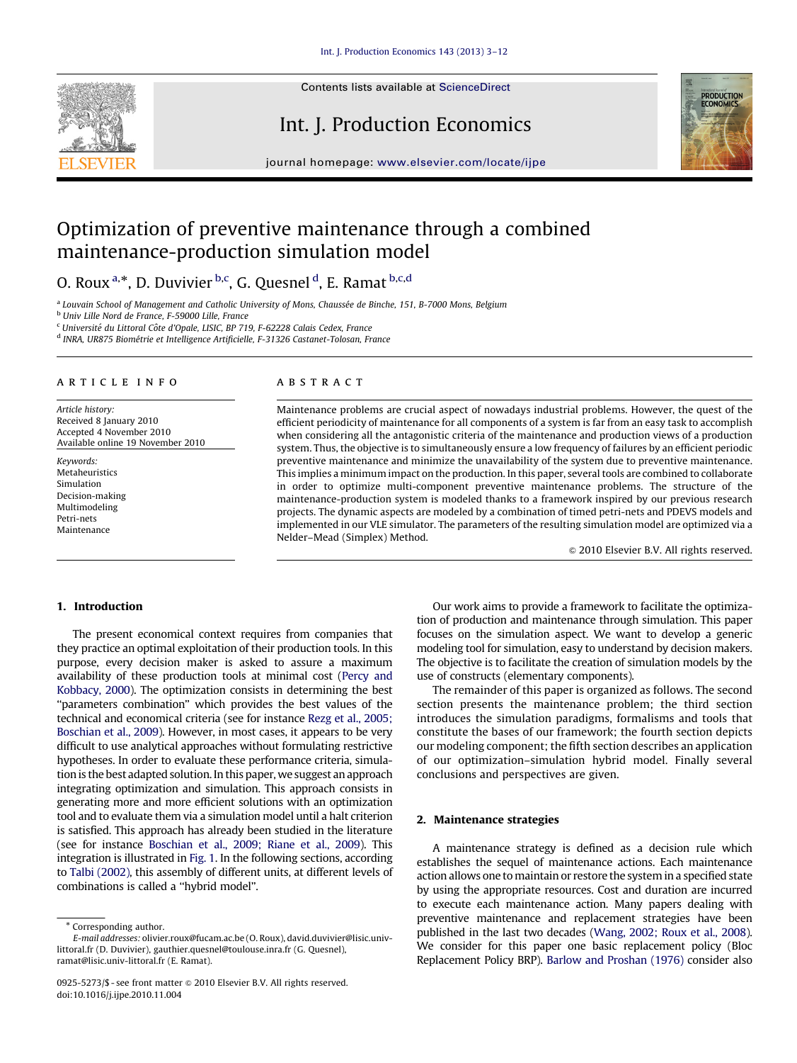# Optimization of preventive maintenance through a combined maintenance-production simulation model

O. Roux [a],*, D. Duvivier [b,c], G. Quesnel [d], E. Ramat [b,c,d]

[a] Louvain School of Management and Catholic University of Mons, Chaussée de Binche, 151, B-7000 Mons, Belgium

[b] Univ Lille Nord de France, F-59000 Lille, France

[c] Université du Littoral Côte d'Opale, LISIC, BP 719, F-62228 Calais Cedex, France

[d] INRA, UR875 Biométrie et Intelligence Artificielle, F-31326 Castanet-Tolosan, France

## ARTICLE INFO

*Article history:*
Received 8 January 2010
Accepted 4 November 2010
Available online 19 November 2010

*Keywords:*
Metaheuristics
Simulation
Decision-making
Multimodeling
Petri-nets
Maintenance

## ABSTRACT

Maintenance problems are crucial aspect of nowadays industrial problems. However, the quest of the efficient periodicity of maintenance for all components of a system is far from an easy task to accomplish when considering all the antagonistic criteria of the maintenance and production views of a production system. Thus, the objective is to simultaneously ensure a low frequency of failures by an efficient periodic preventive maintenance and minimize the unavailability of the system due to preventive maintenance. This implies a minimum impact on the production. In this paper, several tools are combined to collaborate in order to optimize multi-component preventive maintenance problems. The structure of the maintenance-production system is modeled thanks to a framework inspired by our previous research projects. The dynamic aspects are modeled by a combination of timed petri-nets and PDEVS models and implemented in our VLE simulator. The parameters of the resulting simulation model are optimized via a Nelder–Mead (Simplex) Method.

© 2010 Elsevier B.V. All rights reserved.

## 1. Introduction

The present economical context requires from companies that they practice an optimal exploitation of their production tools. In this purpose, every decision maker is asked to assure a maximum availability of these production tools at minimal cost (Percy and Kobbacy, 2000). The optimization consists in determining the best "parameters combination" which provides the best values of the technical and economical criteria (see for instance Rezg et al., 2005; Boschian et al., 2009). However, in most cases, it appears to be very difficult to use analytical approaches without formulating restrictive hypotheses. In order to evaluate these performance criteria, simulation is the best adapted solution. In this paper, we suggest an approach integrating optimization and simulation. This approach consists in generating more and more efficient solutions with an optimization tool and to evaluate them via a simulation model until a halt criterion is satisfied. This approach has already been studied in the literature (see for instance Boschian et al., 2009; Riane et al., 2009). This integration is illustrated in Fig. 1. In the following sections, according to Talbi (2002), this assembly of different units, at different levels of combinations is called a "hybrid model".

Our work aims to provide a framework to facilitate the optimization of production and maintenance through simulation. This paper focuses on the simulation aspect. We want to develop a generic modeling tool for simulation, easy to understand by decision makers. The objective is to facilitate the creation of simulation models by the use of constructs (elementary components).

The remainder of this paper is organized as follows. The second section presents the maintenance problem; the third section introduces the simulation paradigms, formalisms and tools that constitute the bases of our framework; the fourth section depicts our modeling component; the fifth section describes an application of our optimization–simulation hybrid model. Finally several conclusions and perspectives are given.

## 2. Maintenance strategies

A maintenance strategy is defined as a decision rule which establishes the sequel of maintenance actions. Each maintenance action allows one to maintain or restore the system in a specified state by using the appropriate resources. Cost and duration are incurred to execute each maintenance action. Many papers dealing with preventive maintenance and replacement strategies have been published in the last two decades (Wang, 2002; Roux et al., 2008). We consider for this paper one basic replacement policy (Bloc Replacement Policy BRP). Barlow and Proshan (1976) consider also

---

* Corresponding author.
E-mail addresses: olivier.roux@fucam.ac.be (O. Roux), david.duvivier@lisic.univ-littoral.fr (D. Duvivier), gauthier.quesnel@toulouse.inra.fr (G. Quesnel), ramat@lisic.univ-littoral.fr (E. Ramat).

0925-5273/$ - see front matter © 2010 Elsevier B.V. All rights reserved.
doi:10.1016/j.ijpe.2010.11.004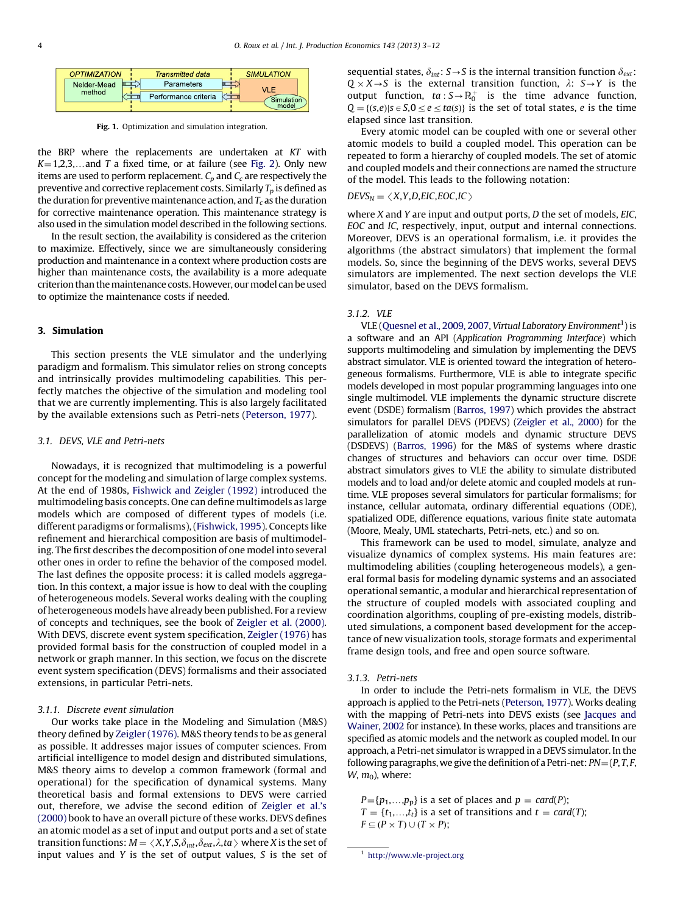OPTIMIZATION | Transmitted data | SIMULATION

Nelder-Mead method ⇄ Parameters / Performance criteria ⇄ VLE (Simulation model)

Fig. 1. Optimization and simulation integration.

the BRP where the replacements are undertaken at $KT$ with $K=1,2,3,\ldots$ and $T$ a fixed time, or at failure (see Fig. 2). Only new items are used to perform replacement. $C_p$ and $C_c$ are respectively the preventive and corrective replacement costs. Similarly $T_p$ is defined as the duration for preventive maintenance action, and $T_c$ as the duration for corrective maintenance operation. This maintenance strategy is also used in the simulation model described in the following sections.

In the result section, the availability is considered as the criterion to maximize. Effectively, since we are simultaneously considering production and maintenance in a context where production costs are higher than maintenance costs, the availability is a more adequate criterion than the maintenance costs. However, our model can be used to optimize the maintenance costs if needed.

## 3. Simulation

This section presents the VLE simulator and the underlying paradigm and formalism. This simulator relies on strong concepts and intrinsically provides multimodeling capabilities. This perfectly matches the objective of the simulation and modeling tool that we are currently implementing. This is also largely facilitated by the available extensions such as Petri-nets (Peterson, 1977).

### 3.1. DEVS, VLE and Petri-nets

Nowadays, it is recognized that multimodeling is a powerful concept for the modeling and simulation of large complex systems. At the end of 1980s, Fishwick and Zeigler (1992) introduced the multimodeling basis concepts. One can define multimodels as large models which are composed of different types of models (i.e. different paradigms or formalisms), (Fishwick, 1995). Concepts like refinement and hierarchical composition are basis of multimodeling. The first describes the decomposition of one model into several other ones in order to refine the behavior of the composed model. The last defines the opposite process: it is called models aggregation. In this context, a major issue is how to deal with the coupling of heterogeneous models. Several works dealing with the coupling of heterogeneous models have already been published. For a review of concepts and techniques, see the book of Zeigler et al. (2000). With DEVS, discrete event system specification, Zeigler (1976) has provided formal basis for the construction of coupled model in a network or graph manner. In this section, we focus on the discrete event system specification (DEVS) formalisms and their associated extensions, in particular Petri-nets.

#### 3.1.1. Discrete event simulation

Our works take place in the Modeling and Simulation (M&S) theory defined by Zeigler (1976). M&S theory tends to be as general as possible. It addresses major issues of computer sciences. From artificial intelligence to model design and distributed simulations, M&S theory aims to develop a common framework (formal and operational) for the specification of dynamical systems. Many theoretical basis and formal extensions to DEVS were carried out, therefore, we advise the second edition of Zeigler et al.'s (2000) book to have an overall picture of these works. DEVS defines an atomic model as a set of input and output ports and a set of state transition functions: $M=\langle X,Y,S,\delta_{int},\delta_{ext},\lambda,ta\rangle$ where $X$ is the set of input values and $Y$ is the set of output values, $S$ is the set of sequential states, $\delta_{int}$: $S\rightarrow S$ is the internal transition function $\delta_{ext}$: $Q\times X\rightarrow S$ is the external transition function, $\lambda$: $S\rightarrow Y$ is the output function, $ta: S\rightarrow \mathbb{R}_0^+$ is the time advance function, $Q=\{(s,e)|s\in S, 0\leq e\leq ta(s)\}$ is the set of total states, $e$ is the time elapsed since last transition.

Every atomic model can be coupled with one or several other atomic models to build a coupled model. This operation can be repeated to form a hierarchy of coupled models. The set of atomic and coupled models and their connections are named the structure of the model. This leads to the following notation:

$DEVS_N=\langle X,Y,D,EIC,EOC,IC\rangle$

where $X$ and $Y$ are input and output ports, $D$ the set of models, $EIC$, $EOC$ and $IC$, respectively, input, output and internal connections. Moreover, DEVS is an operational formalism, i.e. it provides the algorithms (the abstract simulators) that implement the formal models. So, since the beginning of the DEVS works, several DEVS simulators are implemented. The next section develops the VLE simulator, based on the DEVS formalism.

#### 3.1.2. VLE

VLE (Quesnel et al., 2009, 2007, *Virtual Laboratory Environment*[1]) is a software and an API (*Application Programming Interface*) which supports multimodeling and simulation by implementing the DEVS abstract simulator. VLE is oriented toward the integration of heterogeneous formalisms. Furthermore, VLE is able to integrate specific models developed in most popular programming languages into one single multimodel. VLE implements the dynamic structure discrete event (DSDE) formalism (Barros, 1997) which provides the abstract simulators for parallel DEVS (PDEVS) (Zeigler et al., 2000) for the parallelization of atomic models and dynamic structure DEVS (DSDEVS) (Barros, 1996) for the M&S of systems where discrete changes of structures and behaviors can occur over time. DSDE abstract simulators gives to VLE the ability to simulate distributed models and to load and/or delete atomic and coupled models at runtime. VLE proposes several simulators for particular formalisms; for instance, cellular automata, ordinary differential equations (ODE), spatialized ODE, difference equations, various finite state automata (Moore, Mealy, UML statecharts, Petri-nets, etc.) and so on.

This framework can be used to model, simulate, analyze and visualize dynamics of complex systems. His main features are: multimodeling abilities (coupling heterogeneous models), a general formal basis for modeling dynamic systems and an associated operational semantic, a modular and hierarchical representation of the structure of coupled models with associated coupling and coordination algorithms, coupling of pre-existing models, distributed simulations, a component based development for the acceptance of new visualization tools, storage formats and experimental frame design tools, and free and open source software.

#### 3.1.3. Petri-nets

In order to include the Petri-nets formalism in VLE, the DEVS approach is applied to the Petri-nets (Peterson, 1977). Works dealing with the mapping of Petri-nets into DEVS exists (see Jacques and Wainer, 2002 for instance). In these works, places and transitions are specified as atomic models and the network as coupled model. In our approach, a Petri-net simulator is wrapped in a DEVS simulator. In the following paragraphs, we give the definition of a Petri-net: $PN=(P,T,F,W,m_0)$, where:

$P=\{p_1,\ldots,p_p\}$ is a set of places and $p=card(P)$;
$T=\{t_1,\ldots,t_t\}$ is a set of transitions and $t=card(T)$;
$F\subseteq(P\times T)\cup(T\times P)$;

[1] http://www.vle-project.org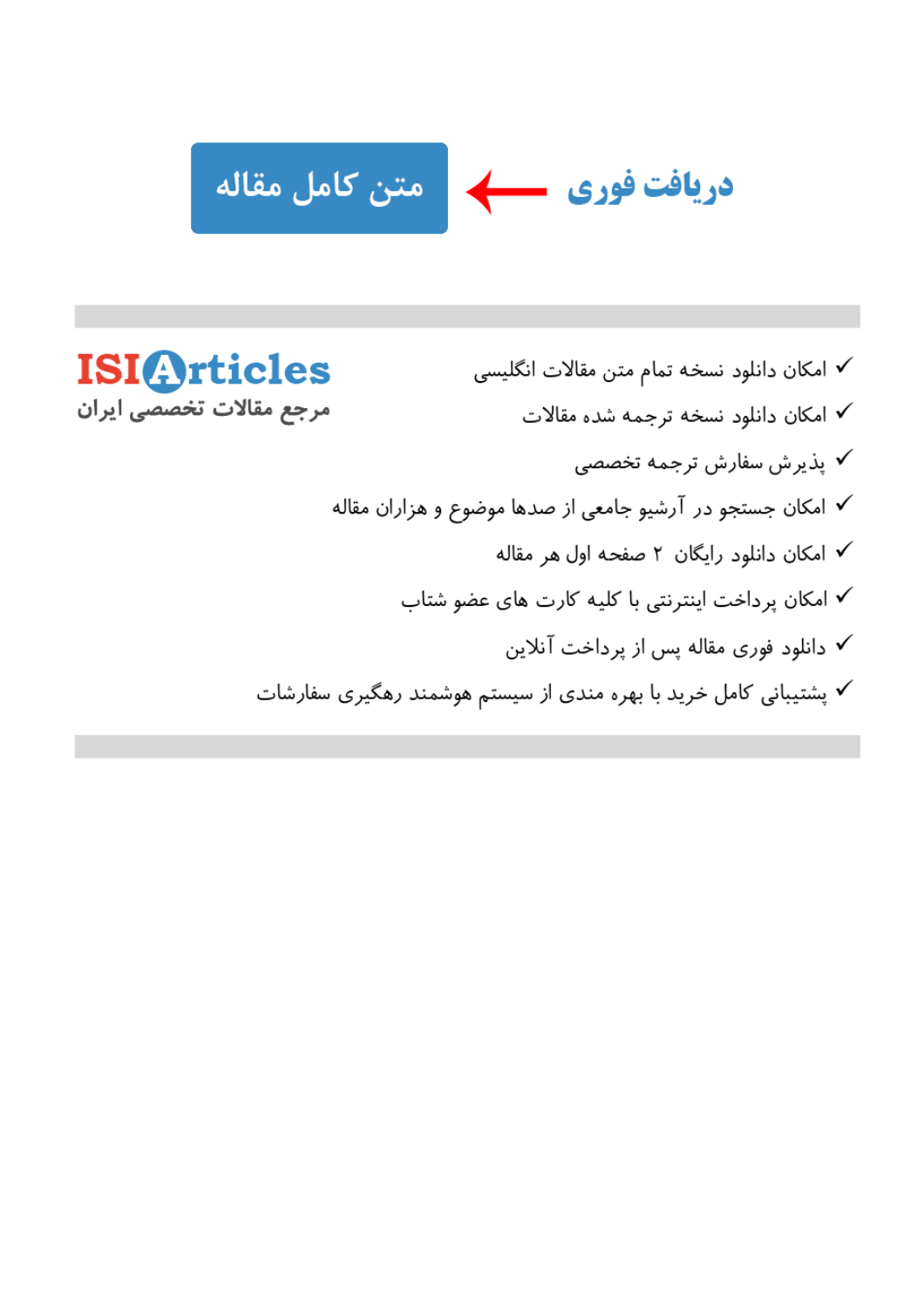دریافت فوری ← متن کامل مقاله

**ISIArticles**
مرجع مقالات تخصصی ایران

- ✓ امکان دانلود نسخه تمام متن مقالات انگلیسی
- ✓ امکان دانلود نسخه ترجمه شده مقالات
- ✓ پذیرش سفارش ترجمه تخصصی
- ✓ امکان جستجو در آرشیو جامعی از صدها موضوع و هزاران مقاله
- ✓ امکان دانلود رایگان ۲ صفحه اول هر مقاله
- ✓ امکان پرداخت اینترنتی با کلیه کارت های عضو شتاب
- ✓ دانلود فوری مقاله پس از پرداخت آنلاین
- ✓ پشتیبانی کامل خرید با بهره مندی از سیستم هوشمند رهگیری سفارشات